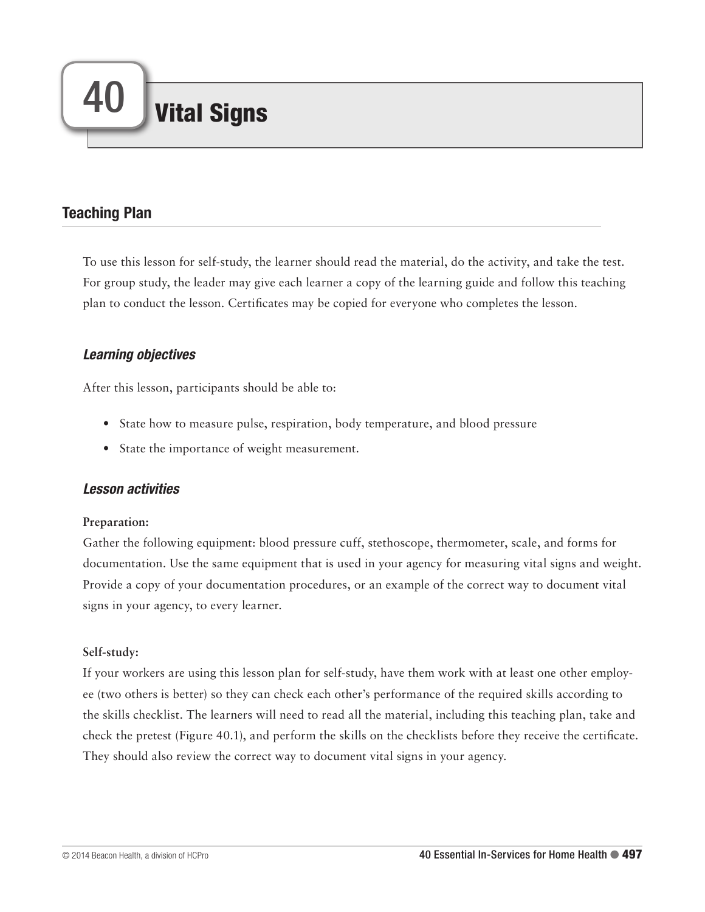# 40 Vital Signs

## Teaching Plan

To use this lesson for self-study, the learner should read the material, do the activity, and take the test. For group study, the leader may give each learner a copy of the learning guide and follow this teaching plan to conduct the lesson. Certificates may be copied for everyone who completes the lesson.

### *Learning objectives*

After this lesson, participants should be able to:

- State how to measure pulse, respiration, body temperature, and blood pressure
- State the importance of weight measurement.

### *Lesson activities*

**Preparation:**
Gather the following equipment: blood pressure cuff, stethoscope, thermometer, scale, and forms for documentation. Use the same equipment that is used in your agency for measuring vital signs and weight. Provide a copy of your documentation procedures, or an example of the correct way to document vital signs in your agency, to every learner.

**Self-study:**
If your workers are using this lesson plan for self-study, have them work with at least one other employee (two others is better) so they can check each other's performance of the required skills according to the skills checklist. The learners will need to read all the material, including this teaching plan, take and check the pretest (Figure 40.1), and perform the skills on the checklists before they receive the certificate. They should also review the correct way to document vital signs in your agency.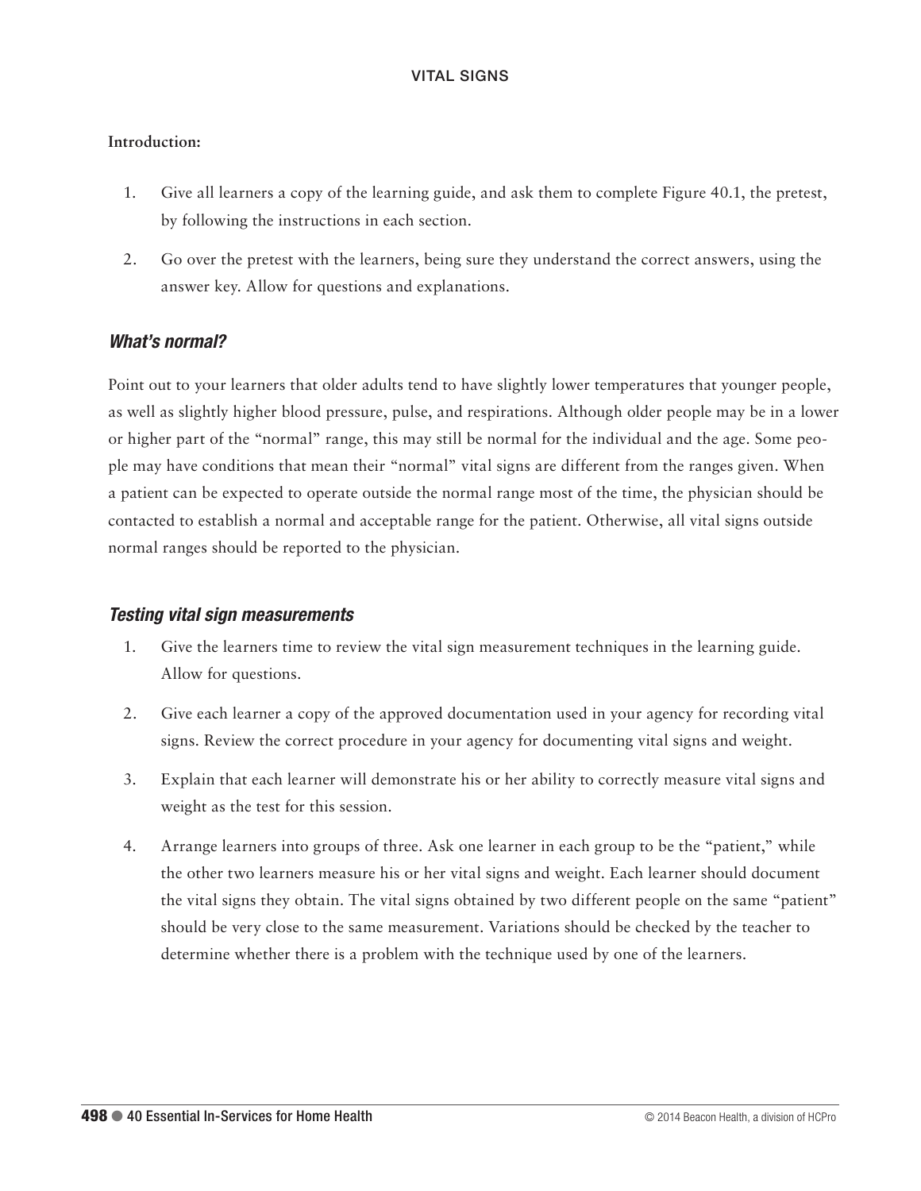## VITAL SIGNS

**Introduction:**

1. Give all learners a copy of the learning guide, and ask them to complete Figure 40.1, the pretest, by following the instructions in each section.
2. Go over the pretest with the learners, being sure they understand the correct answers, using the answer key. Allow for questions and explanations.

### *What's normal?*

Point out to your learners that older adults tend to have slightly lower temperatures that younger people, as well as slightly higher blood pressure, pulse, and respirations. Although older people may be in a lower or higher part of the "normal" range, this may still be normal for the individual and the age. Some people may have conditions that mean their "normal" vital signs are different from the ranges given. When a patient can be expected to operate outside the normal range most of the time, the physician should be contacted to establish a normal and acceptable range for the patient. Otherwise, all vital signs outside normal ranges should be reported to the physician.

### *Testing vital sign measurements*

1. Give the learners time to review the vital sign measurement techniques in the learning guide. Allow for questions.
2. Give each learner a copy of the approved documentation used in your agency for recording vital signs. Review the correct procedure in your agency for documenting vital signs and weight.
3. Explain that each learner will demonstrate his or her ability to correctly measure vital signs and weight as the test for this session.
4. Arrange learners into groups of three. Ask one learner in each group to be the "patient," while the other two learners measure his or her vital signs and weight. Each learner should document the vital signs they obtain. The vital signs obtained by two different people on the same "patient" should be very close to the same measurement. Variations should be checked by the teacher to determine whether there is a problem with the technique used by one of the learners.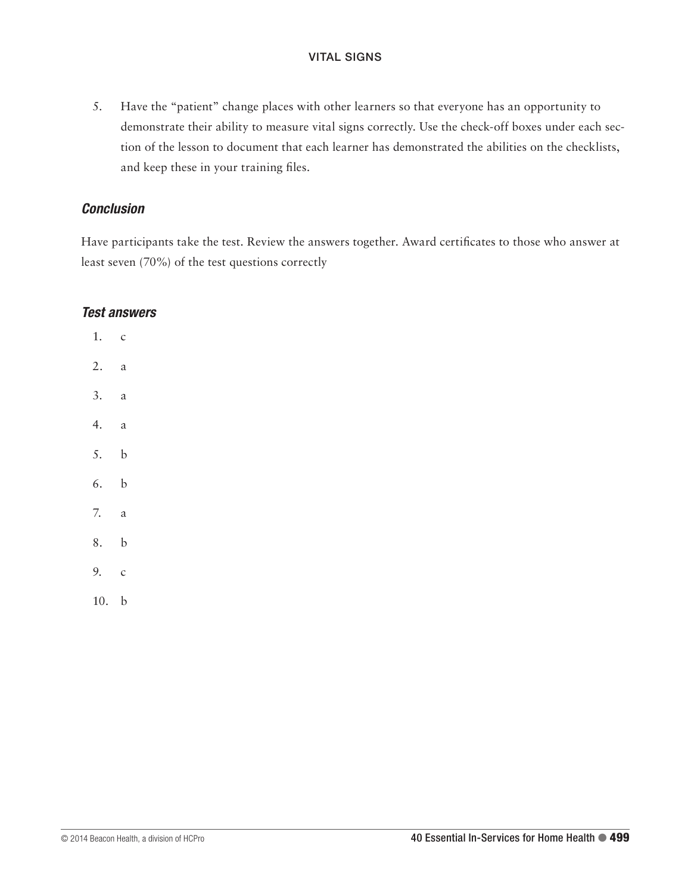5. Have the "patient" change places with other learners so that everyone has an opportunity to demonstrate their ability to measure vital signs correctly. Use the check-off boxes under each section of the lesson to document that each learner has demonstrated the abilities on the checklists, and keep these in your training files.

### *Conclusion*

Have participants take the test. Review the answers together. Award certificates to those who answer at least seven (70%) of the test questions correctly

### *Test answers*

1. c
2. a
3. a
4. a
5. b
6. b
7. a
8. b
9. c
10. b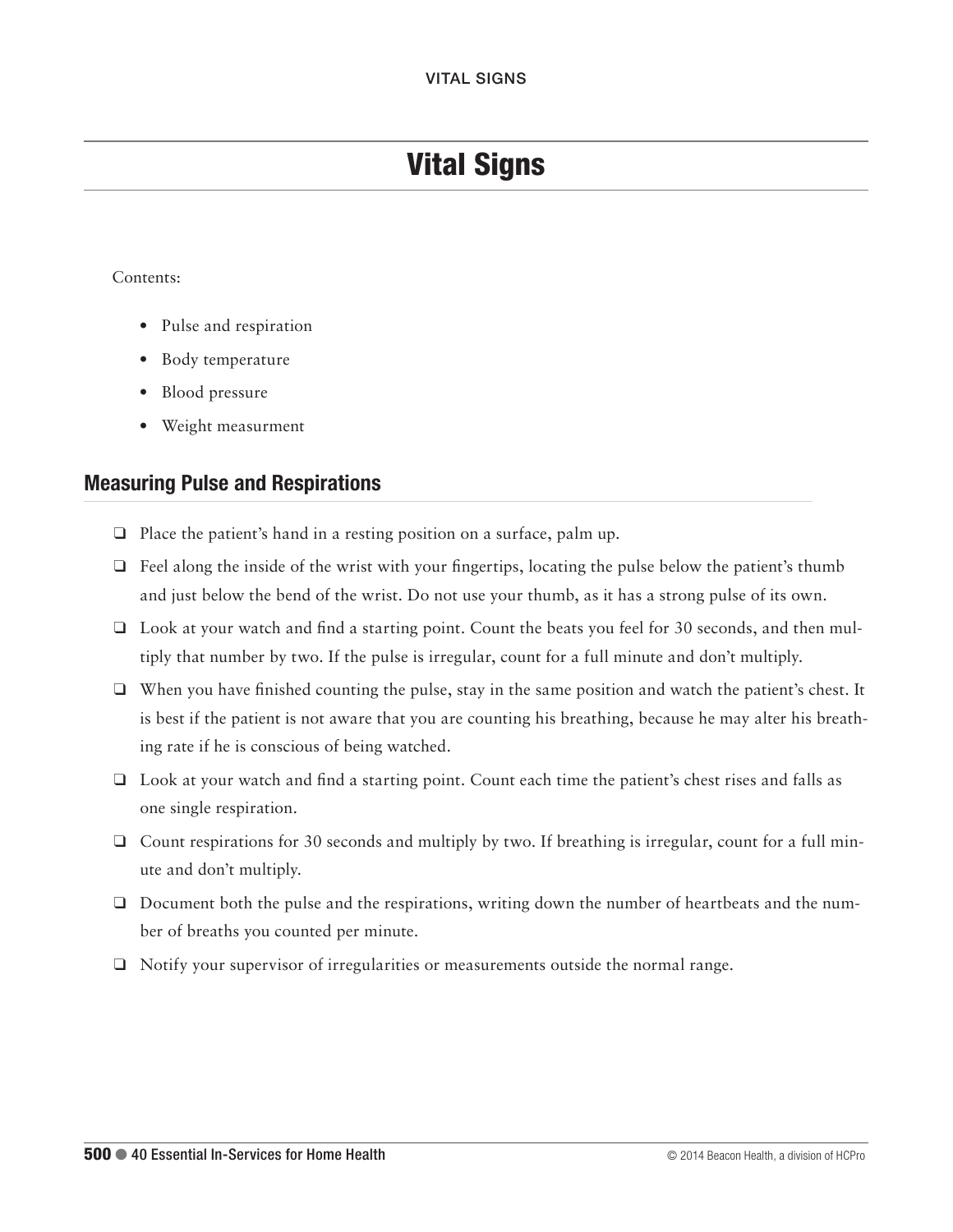# Vital Signs

Contents:

- Pulse and respiration
- Body temperature
- Blood pressure
- Weight measurment

## Measuring Pulse and Respirations

- ❑ Place the patient's hand in a resting position on a surface, palm up.
- ❑ Feel along the inside of the wrist with your fingertips, locating the pulse below the patient's thumb and just below the bend of the wrist. Do not use your thumb, as it has a strong pulse of its own.
- ❑ Look at your watch and find a starting point. Count the beats you feel for 30 seconds, and then multiply that number by two. If the pulse is irregular, count for a full minute and don't multiply.
- ❑ When you have finished counting the pulse, stay in the same position and watch the patient's chest. It is best if the patient is not aware that you are counting his breathing, because he may alter his breathing rate if he is conscious of being watched.
- ❑ Look at your watch and find a starting point. Count each time the patient's chest rises and falls as one single respiration.
- ❑ Count respirations for 30 seconds and multiply by two. If breathing is irregular, count for a full minute and don't multiply.
- ❑ Document both the pulse and the respirations, writing down the number of heartbeats and the number of breaths you counted per minute.
- ❑ Notify your supervisor of irregularities or measurements outside the normal range.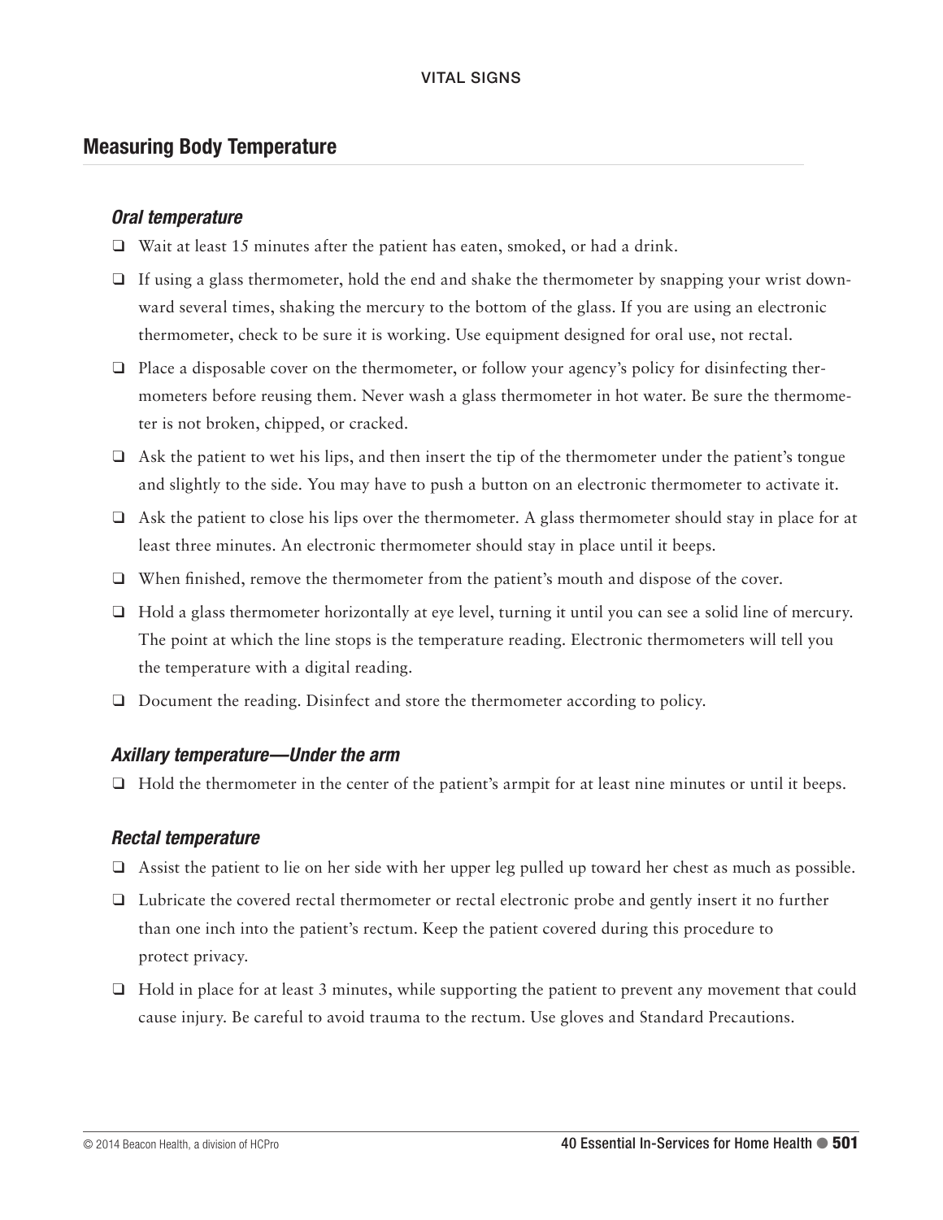## Measuring Body Temperature

### *Oral temperature*

- ❑ Wait at least 15 minutes after the patient has eaten, smoked, or had a drink.
- ❑ If using a glass thermometer, hold the end and shake the thermometer by snapping your wrist downward several times, shaking the mercury to the bottom of the glass. If you are using an electronic thermometer, check to be sure it is working. Use equipment designed for oral use, not rectal.
- ❑ Place a disposable cover on the thermometer, or follow your agency's policy for disinfecting thermometers before reusing them. Never wash a glass thermometer in hot water. Be sure the thermometer is not broken, chipped, or cracked.
- ❑ Ask the patient to wet his lips, and then insert the tip of the thermometer under the patient's tongue and slightly to the side. You may have to push a button on an electronic thermometer to activate it.
- ❑ Ask the patient to close his lips over the thermometer. A glass thermometer should stay in place for at least three minutes. An electronic thermometer should stay in place until it beeps.
- ❑ When finished, remove the thermometer from the patient's mouth and dispose of the cover.
- ❑ Hold a glass thermometer horizontally at eye level, turning it until you can see a solid line of mercury. The point at which the line stops is the temperature reading. Electronic thermometers will tell you the temperature with a digital reading.
- ❑ Document the reading. Disinfect and store the thermometer according to policy.

### *Axillary temperature—Under the arm*

- ❑ Hold the thermometer in the center of the patient's armpit for at least nine minutes or until it beeps.

### *Rectal temperature*

- ❑ Assist the patient to lie on her side with her upper leg pulled up toward her chest as much as possible.
- ❑ Lubricate the covered rectal thermometer or rectal electronic probe and gently insert it no further than one inch into the patient's rectum. Keep the patient covered during this procedure to protect privacy.
- ❑ Hold in place for at least 3 minutes, while supporting the patient to prevent any movement that could cause injury. Be careful to avoid trauma to the rectum. Use gloves and Standard Precautions.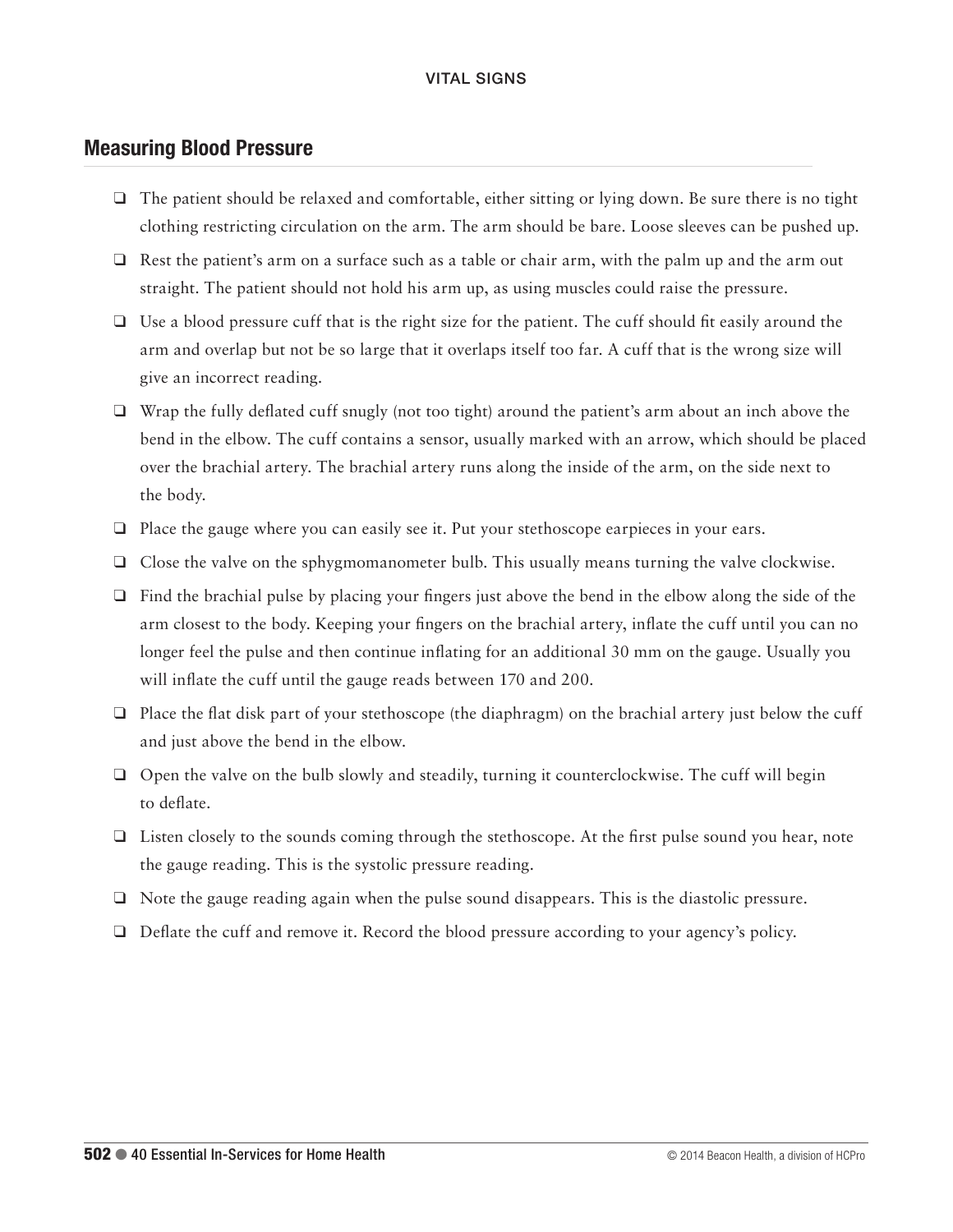## Measuring Blood Pressure

- ❑ The patient should be relaxed and comfortable, either sitting or lying down. Be sure there is no tight clothing restricting circulation on the arm. The arm should be bare. Loose sleeves can be pushed up.
- ❑ Rest the patient's arm on a surface such as a table or chair arm, with the palm up and the arm out straight. The patient should not hold his arm up, as using muscles could raise the pressure.
- ❑ Use a blood pressure cuff that is the right size for the patient. The cuff should fit easily around the arm and overlap but not be so large that it overlaps itself too far. A cuff that is the wrong size will give an incorrect reading.
- ❑ Wrap the fully deflated cuff snugly (not too tight) around the patient's arm about an inch above the bend in the elbow. The cuff contains a sensor, usually marked with an arrow, which should be placed over the brachial artery. The brachial artery runs along the inside of the arm, on the side next to the body.
- ❑ Place the gauge where you can easily see it. Put your stethoscope earpieces in your ears.
- ❑ Close the valve on the sphygmomanometer bulb. This usually means turning the valve clockwise.
- ❑ Find the brachial pulse by placing your fingers just above the bend in the elbow along the side of the arm closest to the body. Keeping your fingers on the brachial artery, inflate the cuff until you can no longer feel the pulse and then continue inflating for an additional 30 mm on the gauge. Usually you will inflate the cuff until the gauge reads between 170 and 200.
- ❑ Place the flat disk part of your stethoscope (the diaphragm) on the brachial artery just below the cuff and just above the bend in the elbow.
- ❑ Open the valve on the bulb slowly and steadily, turning it counterclockwise. The cuff will begin to deflate.
- ❑ Listen closely to the sounds coming through the stethoscope. At the first pulse sound you hear, note the gauge reading. This is the systolic pressure reading.
- ❑ Note the gauge reading again when the pulse sound disappears. This is the diastolic pressure.
- ❑ Deflate the cuff and remove it. Record the blood pressure according to your agency's policy.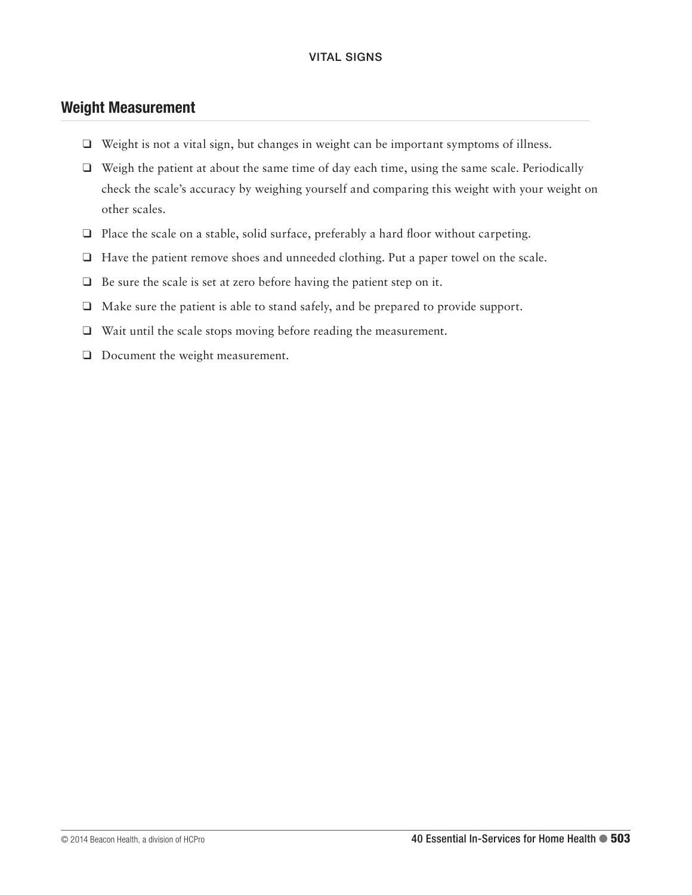## Weight Measurement

- Weight is not a vital sign, but changes in weight can be important symptoms of illness.
- Weigh the patient at about the same time of day each time, using the same scale. Periodically check the scale's accuracy by weighing yourself and comparing this weight with your weight on other scales.
- Place the scale on a stable, solid surface, preferably a hard floor without carpeting.
- Have the patient remove shoes and unneeded clothing. Put a paper towel on the scale.
- Be sure the scale is set at zero before having the patient step on it.
- Make sure the patient is able to stand safely, and be prepared to provide support.
- Wait until the scale stops moving before reading the measurement.
- Document the weight measurement.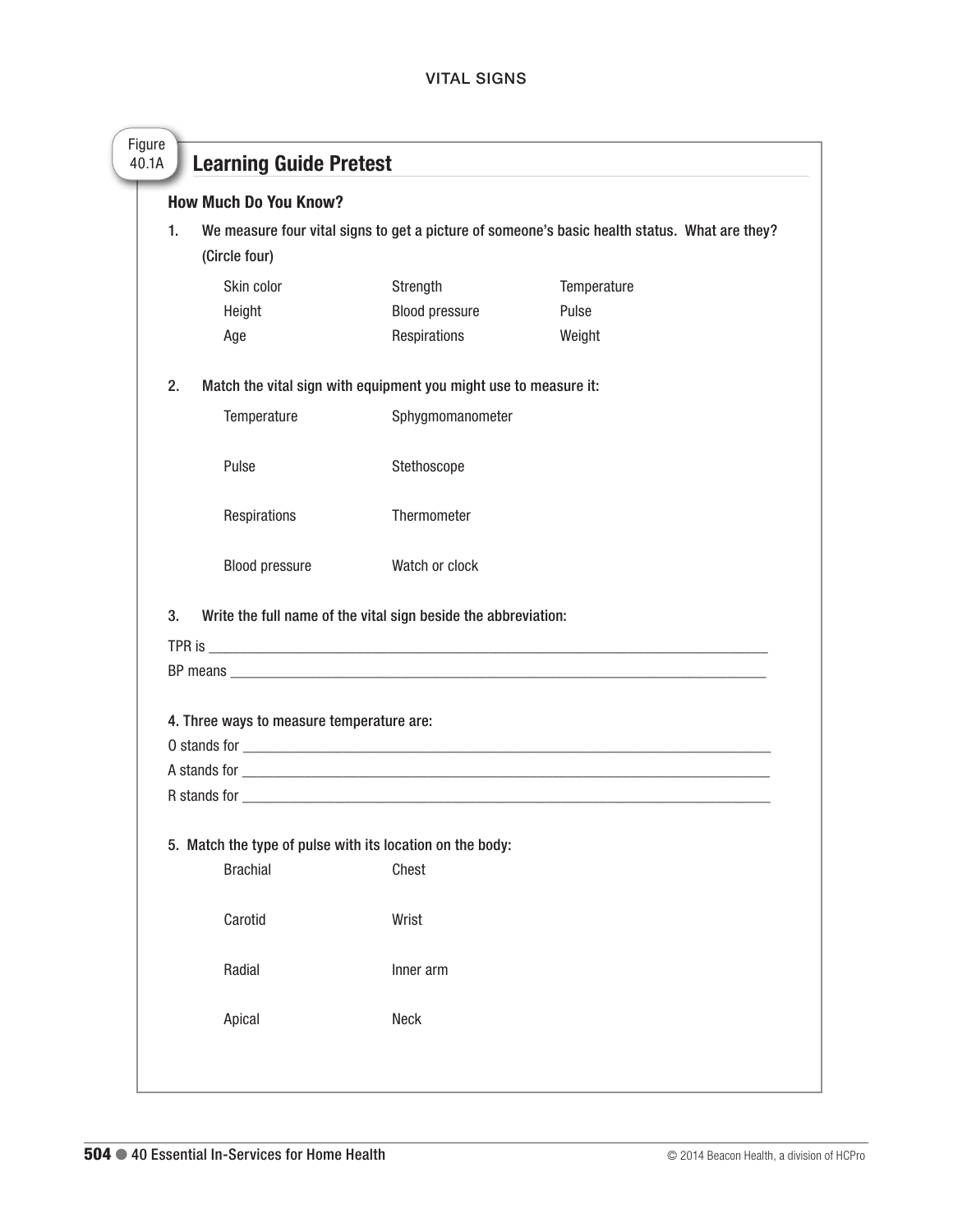Figure 40.1A

## Learning Guide Pretest

### How Much Do You Know?

1. We measure four vital signs to get a picture of someone's basic health status. What are they? (Circle four)

| | | |
|---|---|---|
| Skin color | Strength | Temperature |
| Height | Blood pressure | Pulse |
| Age | Respirations | Weight |

2. Match the vital sign with equipment you might use to measure it:

| | |
|---|---|
| Temperature | Sphygmomanometer |
| Pulse | Stethoscope |
| Respirations | Thermometer |
| Blood pressure | Watch or clock |

3. Write the full name of the vital sign beside the abbreviation:

TPR is ___________________________________________________________________________

BP means _________________________________________________________________________

4. Three ways to measure temperature are:

O stands for ______________________________________________________________________

A stands for ______________________________________________________________________

R stands for ______________________________________________________________________

5. Match the type of pulse with its location on the body:

| | |
|---|---|
| Brachial | Chest |
| Carotid | Wrist |
| Radial | Inner arm |
| Apical | Neck |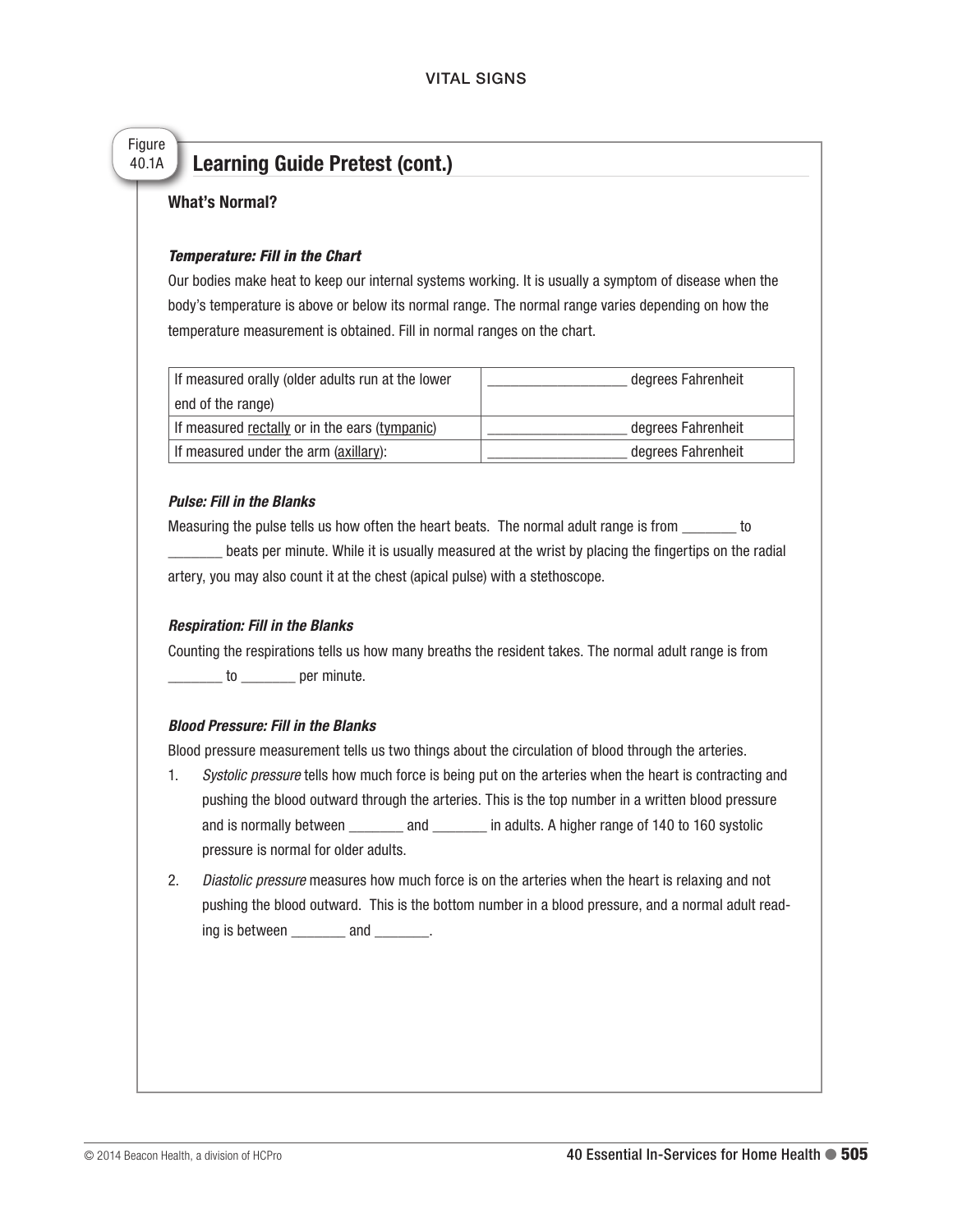Figure 40.1A

## Learning Guide Pretest (cont.)

### What's Normal?

***Temperature: Fill in the Chart***

Our bodies make heat to keep our internal systems working. It is usually a symptom of disease when the body's temperature is above or below its normal range. The normal range varies depending on how the temperature measurement is obtained. Fill in normal ranges on the chart.

| | |
|---|---|
| If measured orally (older adults run at the lower end of the range) | __________________ degrees Fahrenheit |
| If measured rectally or in the ears (tympanic) | __________________ degrees Fahrenheit |
| If measured under the arm (axillary): | __________________ degrees Fahrenheit |

***Pulse: Fill in the Blanks***

Measuring the pulse tells us how often the heart beats. The normal adult range is from _______ to _______ beats per minute. While it is usually measured at the wrist by placing the fingertips on the radial artery, you may also count it at the chest (apical pulse) with a stethoscope.

***Respiration: Fill in the Blanks***

Counting the respirations tells us how many breaths the resident takes. The normal adult range is from _______ to _______ per minute.

***Blood Pressure: Fill in the Blanks***

Blood pressure measurement tells us two things about the circulation of blood through the arteries.

1. *Systolic pressure* tells how much force is being put on the arteries when the heart is contracting and pushing the blood outward through the arteries. This is the top number in a written blood pressure and is normally between _______ and _______ in adults. A higher range of 140 to 160 systolic pressure is normal for older adults.
2. *Diastolic pressure* measures how much force is on the arteries when the heart is relaxing and not pushing the blood outward. This is the bottom number in a blood pressure, and a normal adult reading is between _______ and _______.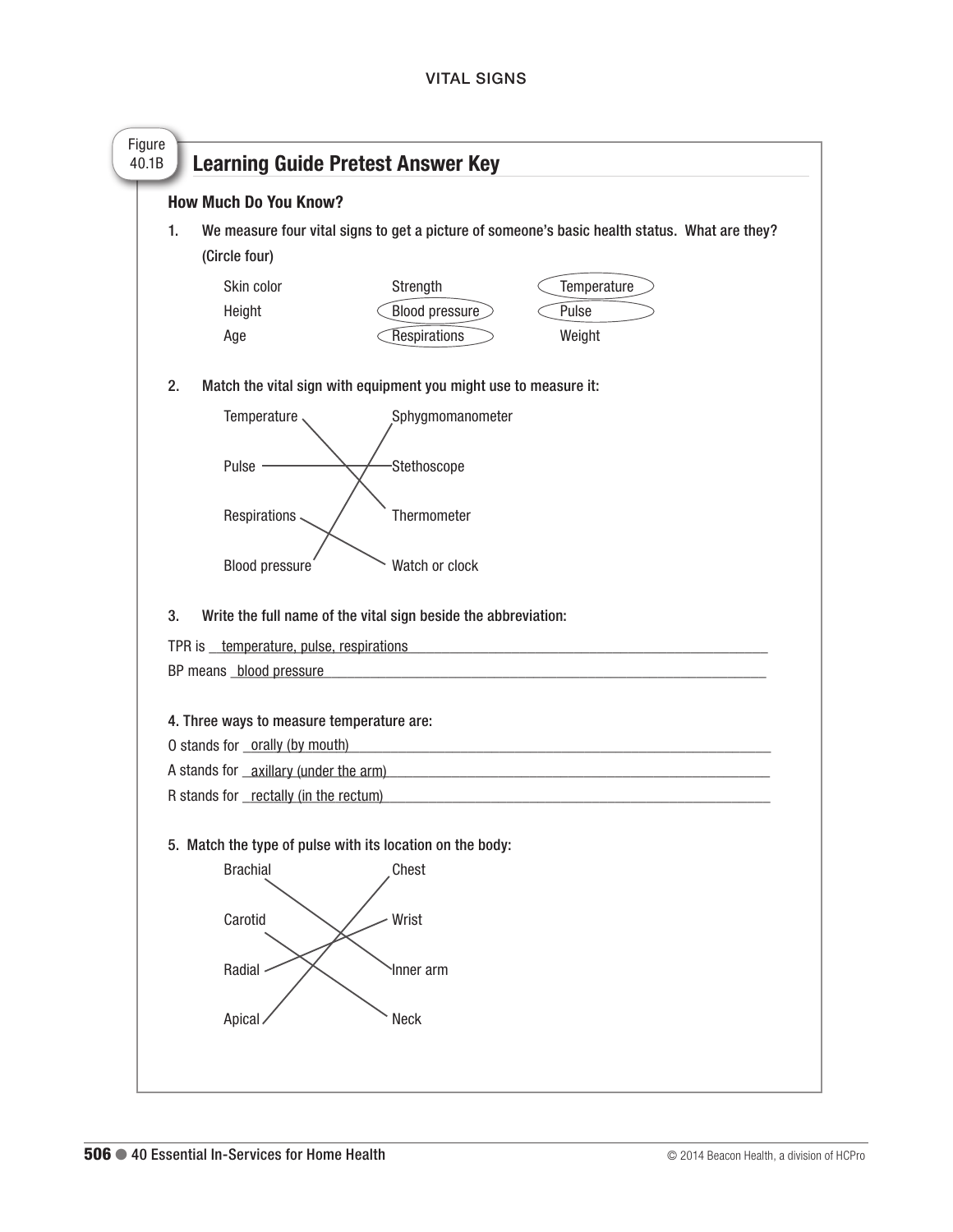Figure 40.1B

## Learning Guide Pretest Answer Key

**How Much Do You Know?**

1. We measure four vital signs to get a picture of someone's basic health status. What are they? (Circle four)

| | | |
|---|---|---|
| Skin color | Strength | (Temperature) |
| Height | (Blood pressure) | (Pulse) |
| Age | (Respirations) | Weight |

2. Match the vital sign with equipment you might use to measure it:

| Vital sign | Equipment |
|---|---|
| Temperature | Thermometer |
| Pulse | Stethoscope |
| Respirations | Watch or clock |
| Blood pressure | Sphygmomanometer |

3. Write the full name of the vital sign beside the abbreviation:

TPR is temperature, pulse, respirations

BP means blood pressure

4. Three ways to measure temperature are:

O stands for orally (by mouth)

A stands for axillary (under the arm)

R stands for rectally (in the rectum)

5. Match the type of pulse with its location on the body:

| Type of pulse | Location |
|---|---|
| Brachial | Inner arm |
| Carotid | Neck |
| Radial | Wrist |
| Apical | Chest |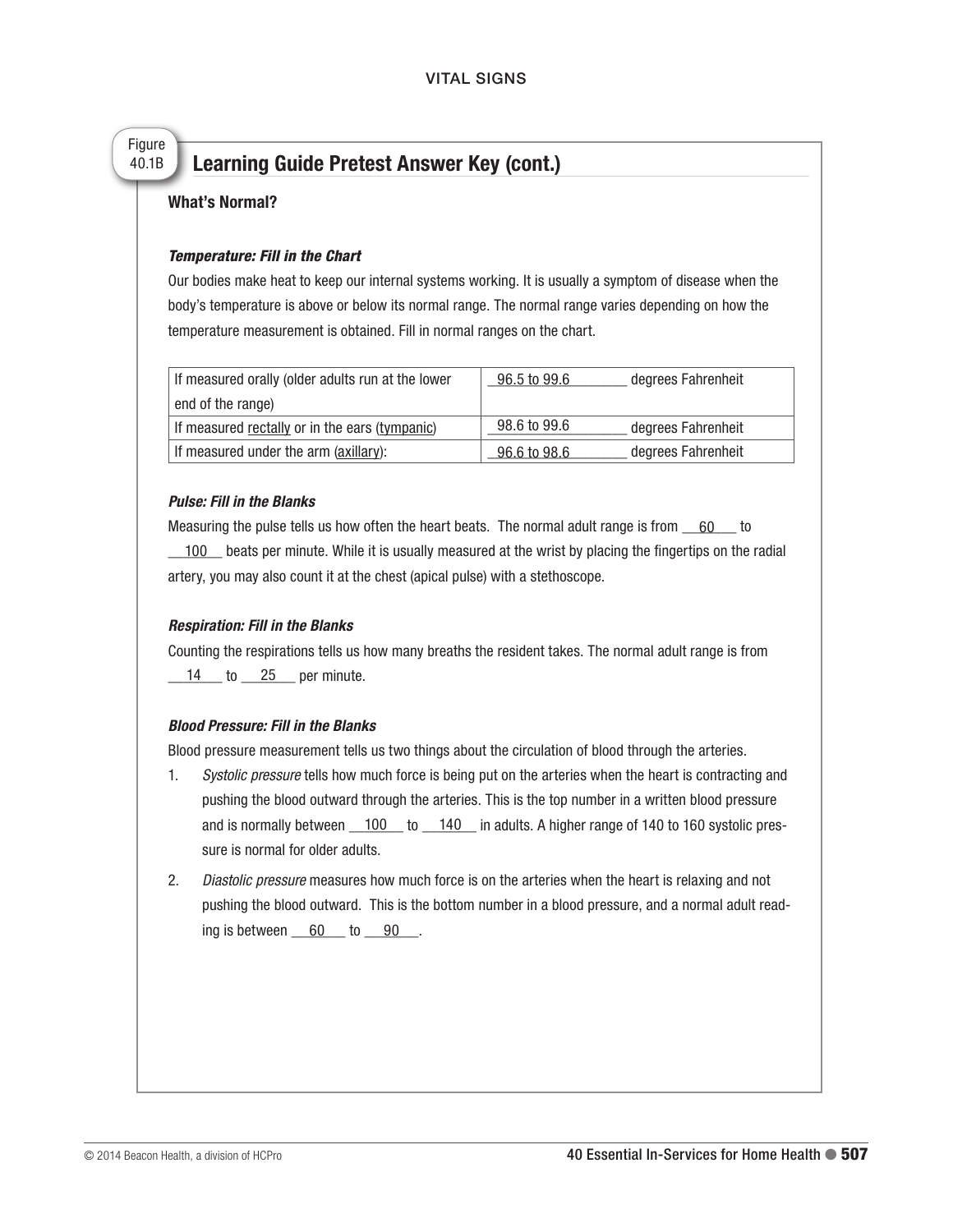Figure 40.1B

## Learning Guide Pretest Answer Key (cont.)

### What's Normal?

***Temperature: Fill in the Chart***

Our bodies make heat to keep our internal systems working. It is usually a symptom of disease when the body's temperature is above or below its normal range. The normal range varies depending on how the temperature measurement is obtained. Fill in normal ranges on the chart.

| | |
|---|---|
| If measured orally (older adults run at the lower end of the range) | 96.5 to 99.6 degrees Fahrenheit |
| If measured rectally or in the ears (tympanic) | 98.6 to 99.6 degrees Fahrenheit |
| If measured under the arm (axillary): | 96.6 to 98.6 degrees Fahrenheit |

***Pulse: Fill in the Blanks***

Measuring the pulse tells us how often the heart beats. The normal adult range is from 60 to 100 beats per minute. While it is usually measured at the wrist by placing the fingertips on the radial artery, you may also count it at the chest (apical pulse) with a stethoscope.

***Respiration: Fill in the Blanks***

Counting the respirations tells us how many breaths the resident takes. The normal adult range is from 14 to 25 per minute.

***Blood Pressure: Fill in the Blanks***

Blood pressure measurement tells us two things about the circulation of blood through the arteries.

1. *Systolic pressure* tells how much force is being put on the arteries when the heart is contracting and pushing the blood outward through the arteries. This is the top number in a written blood pressure and is normally between 100 to 140 in adults. A higher range of 140 to 160 systolic pressure is normal for older adults.
2. *Diastolic pressure* measures how much force is on the arteries when the heart is relaxing and not pushing the blood outward. This is the bottom number in a blood pressure, and a normal adult reading is between 60 to 90.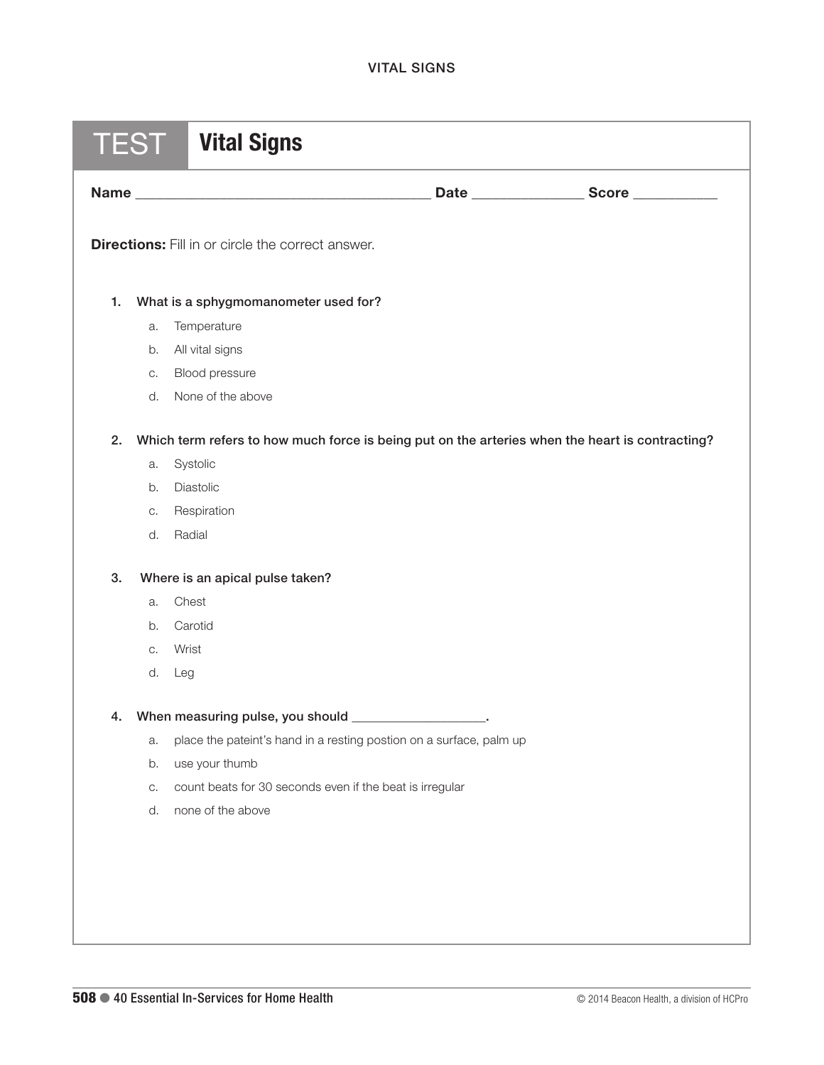# TEST Vital Signs

**Name** ______________________________ **Date** ____________ **Score** __________

**Directions:** Fill in or circle the correct answer.

1. **What is a sphygmomanometer used for?**
   a. Temperature
   b. All vital signs
   c. Blood pressure
   d. None of the above

2. **Which term refers to how much force is being put on the arteries when the heart is contracting?**
   a. Systolic
   b. Diastolic
   c. Respiration
   d. Radial

3. **Where is an apical pulse taken?**
   a. Chest
   b. Carotid
   c. Wrist
   d. Leg

4. **When measuring pulse, you should ________________.**
   a. place the pateint's hand in a resting postion on a surface, palm up
   b. use your thumb
   c. count beats for 30 seconds even if the beat is irregular
   d. none of the above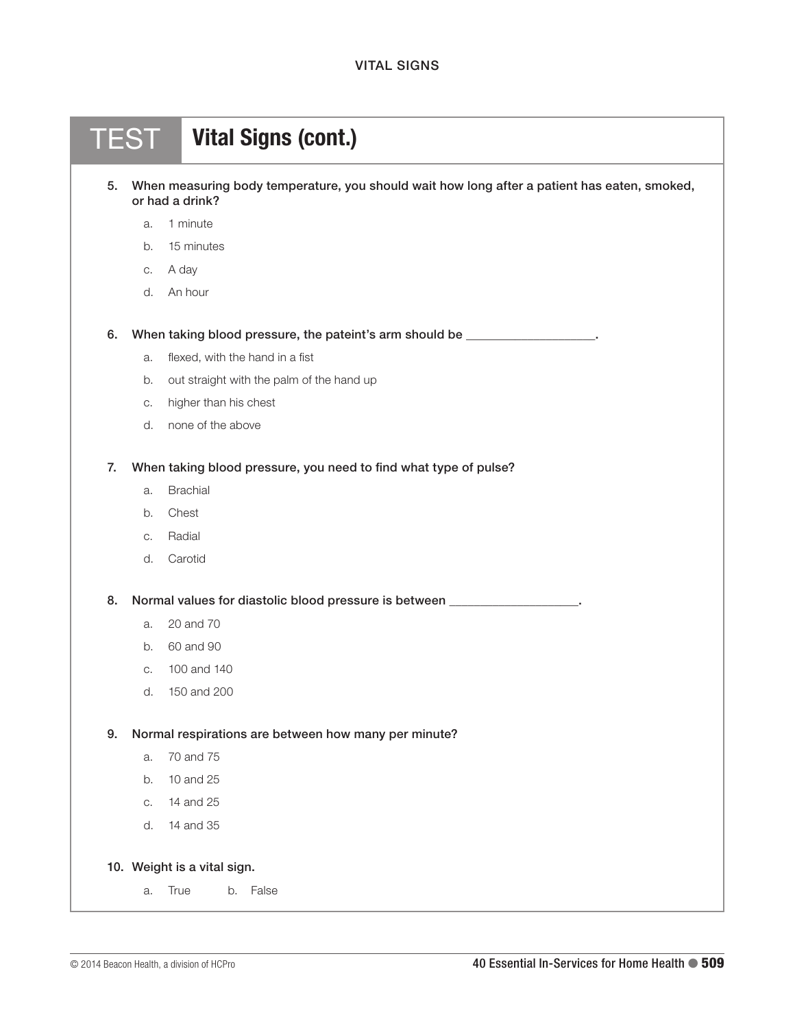## TEST Vital Signs (cont.)

5. When measuring body temperature, you should wait how long after a patient has eaten, smoked, or had a drink?
   a. 1 minute
   b. 15 minutes
   c. A day
   d. An hour

6. When taking blood pressure, the pateint's arm should be ___________________.
   a. flexed, with the hand in a fist
   b. out straight with the palm of the hand up
   c. higher than his chest
   d. none of the above

7. When taking blood pressure, you need to find what type of pulse?
   a. Brachial
   b. Chest
   c. Radial
   d. Carotid

8. Normal values for diastolic blood pressure is between ___________________.
   a. 20 and 70
   b. 60 and 90
   c. 100 and 140
   d. 150 and 200

9. Normal respirations are between how many per minute?
   a. 70 and 75
   b. 10 and 25
   c. 14 and 25
   d. 14 and 35

10. Weight is a vital sign.
    a. True  b. False